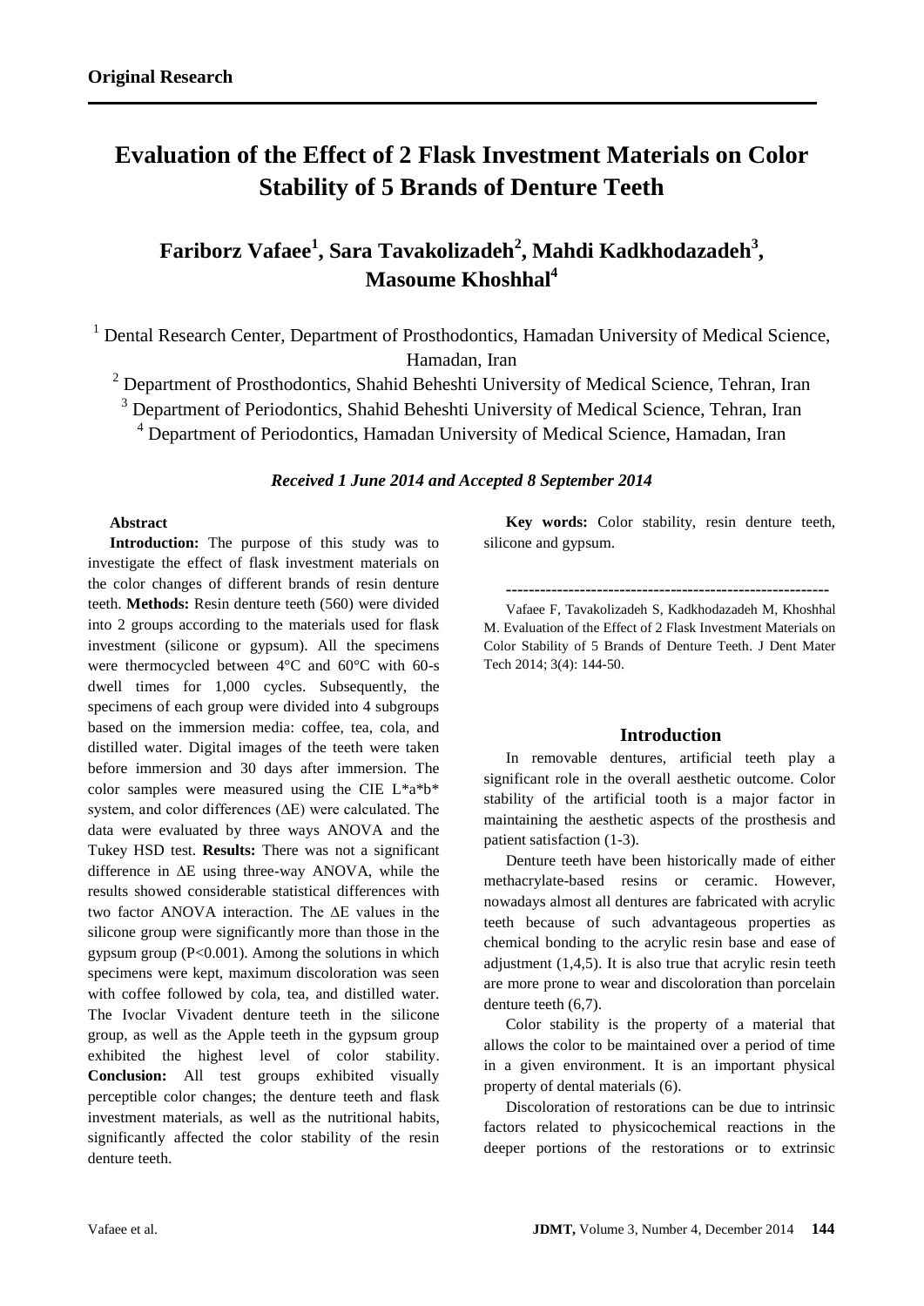**Original Research**

# Evaluation of the Effect of 2 Flask Investment Materials on Color Stability of 5 Brands of Denture Teeth

## Fariborz Vafaee[1], Sara Tavakolizadeh[2], Mahdi Kadkhodazadeh[3], Masoume Khoshhal[4]

[1] Dental Research Center, Department of Prosthodontics, Hamadan University of Medical Science, Hamadan, Iran

[2] Department of Prosthodontics, Shahid Beheshti University of Medical Science, Tehran, Iran

[3] Department of Periodontics, Shahid Beheshti University of Medical Science, Tehran, Iran

[4] Department of Periodontics, Hamadan University of Medical Science, Hamadan, Iran

*Received 1 June 2014 and Accepted 8 September 2014*

**Abstract**

**Introduction:** The purpose of this study was to investigate the effect of flask investment materials on the color changes of different brands of resin denture teeth. **Methods:** Resin denture teeth (560) were divided into 2 groups according to the materials used for flask investment (silicone or gypsum). All the specimens were thermocycled between 4°C and 60°C with 60-s dwell times for 1,000 cycles. Subsequently, the specimens of each group were divided into 4 subgroups based on the immersion media: coffee, tea, cola, and distilled water. Digital images of the teeth were taken before immersion and 30 days after immersion. The color samples were measured using the CIE L\*a\*b\* system, and color differences ($\Delta E$) were calculated. The data were evaluated by three ways ANOVA and the Tukey HSD test. **Results:** There was not a significant difference in $\Delta E$ using three-way ANOVA, while the results showed considerable statistical differences with two factor ANOVA interaction. The $\Delta E$ values in the silicone group were significantly more than those in the gypsum group ($P<0.001$). Among the solutions in which specimens were kept, maximum discoloration was seen with coffee followed by cola, tea, and distilled water. The Ivoclar Vivadent denture teeth in the silicone group, as well as the Apple teeth in the gypsum group exhibited the highest level of color stability. **Conclusion:** All test groups exhibited visually perceptible color changes; the denture teeth and flask investment materials, as well as the nutritional habits, significantly affected the color stability of the resin denture teeth.

**Key words:** Color stability, resin denture teeth, silicone and gypsum.

---------------------------------------------------------

Vafaee F, Tavakolizadeh S, Kadkhodazadeh M, Khoshhal M. Evaluation of the Effect of 2 Flask Investment Materials on Color Stability of 5 Brands of Denture Teeth. J Dent Mater Tech 2014; 3(4): 144-50.

## Introduction

In removable dentures, artificial teeth play a significant role in the overall aesthetic outcome. Color stability of the artificial tooth is a major factor in maintaining the aesthetic aspects of the prosthesis and patient satisfaction (1-3).

Denture teeth have been historically made of either methacrylate-based resins or ceramic. However, nowadays almost all dentures are fabricated with acrylic teeth because of such advantageous properties as chemical bonding to the acrylic resin base and ease of adjustment (1,4,5). It is also true that acrylic resin teeth are more prone to wear and discoloration than porcelain denture teeth (6,7).

Color stability is the property of a material that allows the color to be maintained over a period of time in a given environment. It is an important physical property of dental materials (6).

Discoloration of restorations can be due to intrinsic factors related to physicochemical reactions in the deeper portions of the restorations or to extrinsic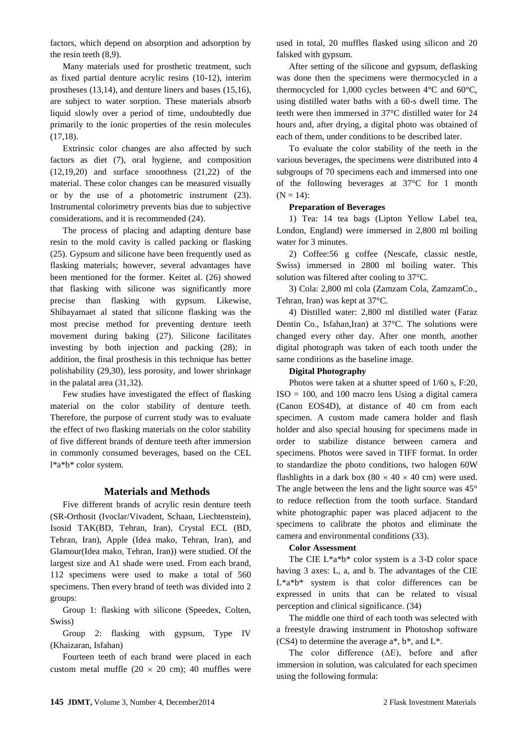factors, which depend on absorption and adsorption by the resin teeth (8,9).

Many materials used for prosthetic treatment, such as fixed partial denture acrylic resins (10-12), interim prostheses (13,14), and denture liners and bases (15,16), are subject to water sorption. These materials absorb liquid slowly over a period of time, undoubtedly due primarily to the ionic properties of the resin molecules (17,18).

Extrinsic color changes are also affected by such factors as diet (7), oral hygiene, and composition (12,19,20) and surface smoothness (21,22) of the material. These color changes can be measured visually or by the use of a photometric instrument (23). Instrumental colorimetry prevents bias due to subjective considerations, and it is recommended (24).

The process of placing and adapting denture base resin to the mold cavity is called packing or flasking (25). Gypsum and silicone have been frequently used as flasking materials; however, several advantages have been mentioned for the former. Keitet al. (26) showed that flasking with silicone was significantly more precise than flasking with gypsum. Likewise, Shibayamaet al stated that silicone flasking was the most precise method for preventing denture teeth movement during baking (27). Silicone facilitates investing by both injection and packing (28); in addition, the final prosthesis in this technique has better polishability (29,30), less porosity, and lower shrinkage in the palatal area (31,32).

Few studies have investigated the effect of flasking material on the color stability of denture teeth. Therefore, the purpose of current study was to evaluate the effect of two flasking materials on the color stability of five different brands of denture teeth after immersion in commonly consumed beverages, based on the CEL l*a*b* color system.

## Materials and Methods

Five different brands of acrylic resin denture teeth (SR-Orthosit (Ivoclar/Vivadent, Schaan, Liechtenstein), Isosid TAK(BD, Tehran, Iran), Crystal ECL (BD, Tehran, Iran), Apple (Idea mako, Tehran, Iran), and Glamour(Idea mako, Tehran, Iran)) were studied. Of the largest size and A1 shade were used. From each brand, 112 specimens were used to make a total of 560 specimens. Then every brand of teeth was divided into 2 groups:

Group 1: flasking with silicone (Speedex, Colten, Swiss)

Group 2: flasking with gypsum, Type IV (Khaizaran, Isfahan)

Fourteen teeth of each brand were placed in each custom metal muffle (20 × 20 cm); 40 muffles were used in total, 20 muffles flasked using silicon and 20 falsked with gypsum.

After setting of the silicone and gypsum, deflasking was done then the specimens were thermocycled in a thermocycled for 1,000 cycles between 4°C and 60°C, using distilled water baths with a 60-s dwell time. The teeth were then immersed in 37°C distilled water for 24 hours and, after drying, a digital photo was obtained of each of them, under conditions to be described later.

To evaluate the color stability of the teeth in the various beverages, the specimens were distributed into 4 subgroups of 70 specimens each and immersed into one of the following beverages at 37°C for 1 month (N = 14):

### Preparation of Beverages

1) Tea: 14 tea bags (Lipton Yellow Label tea, London, England) were immersed in 2,800 ml boiling water for 3 minutes.

2) Coffee:56 g coffee (Nescafe, classic nestle, Swiss) immersed in 2800 ml boiling water. This solution was filtered after cooling to 37°C.

3) Cola: 2,800 ml cola (Zamzam Cola, ZamzamCo., Tehran, Iran) was kept at 37°C.

4) Distilled water: 2,800 ml distilled water (Faraz Dentin Co., Isfahan,Iran) at 37°C. The solutions were changed every other day. After one month, another digital photograph was taken of each tooth under the same conditions as the baseline image.

### Digital Photography

Photos were taken at a shutter speed of 1/60 s, F:20, ISO = 100, and 100 macro lens Using a digital camera (Canon EOS4D), at distance of 40 cm from each specimen. A custom made camera holder and flash holder and also special housing for specimens made in order to stabilize distance between camera and specimens. Photos were saved in TIFF format. In order to standardize the photo conditions, two halogen 60W flashlights in a dark box (80 × 40 × 40 cm) were used. The angle between the lens and the light source was 45° to reduce reflection from the tooth surface. Standard white photographic paper was placed adjacent to the specimens to calibrate the photos and eliminate the camera and environmental conditions (33).

### Color Assessment

The CIE L*a*b* color system is a 3-D color space having 3 axes: L, a, and b. The advantages of the CIE L*a*b* system is that color differences can be expressed in units that can be related to visual perception and clinical significance. (34)

The middle one third of each tooth was selected with a freestyle drawing instrument in Photoshop software (CS4) to determine the average a*, b*, and L*.

The color difference (ΔE), before and after immersion in solution, was calculated for each specimen using the following formula: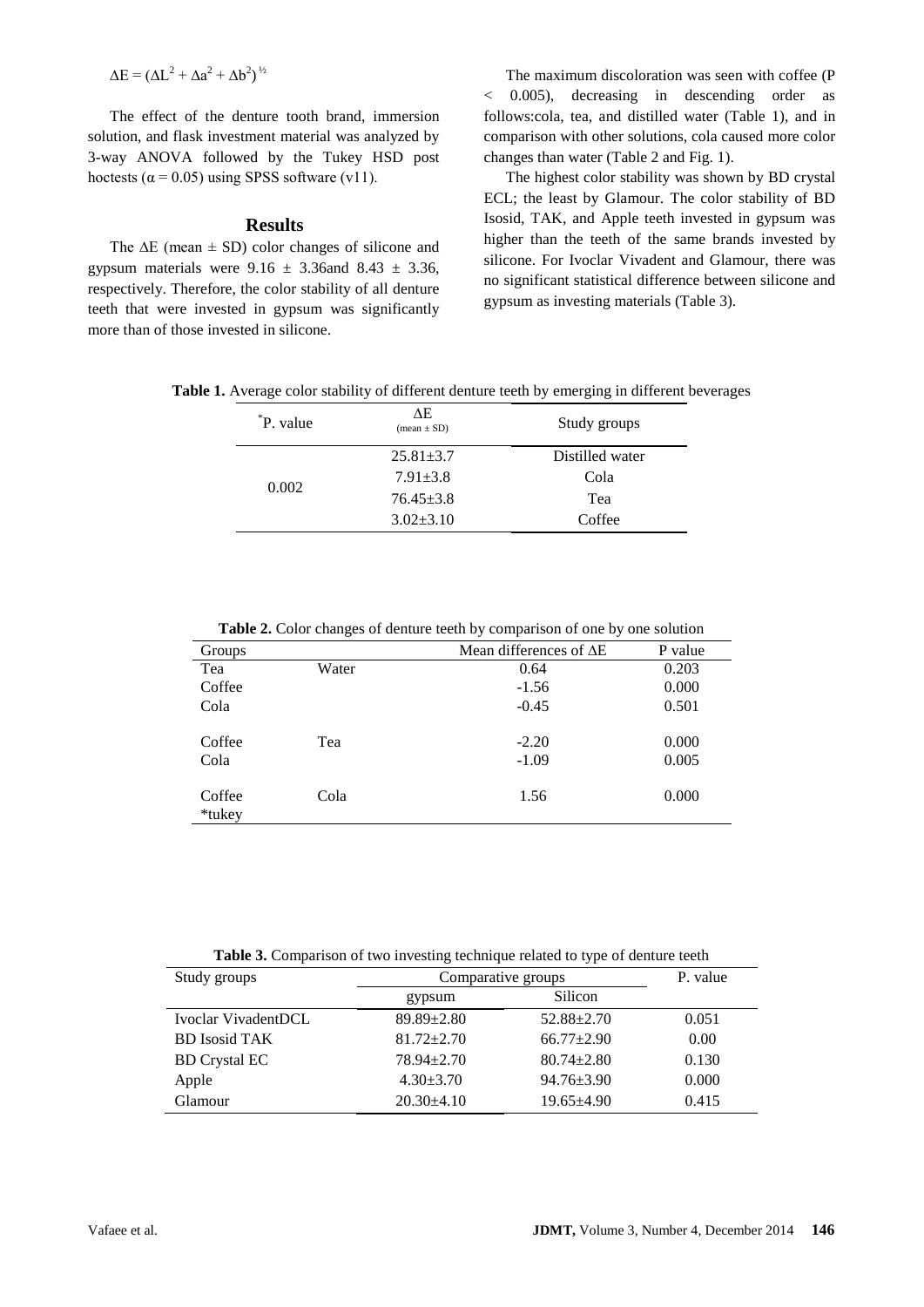$$\Delta E = (\Delta L^2 + \Delta a^2 + \Delta b^2)^{½}$$

The effect of the denture tooth brand, immersion solution, and flask investment material was analyzed by 3-way ANOVA followed by the Tukey HSD post hoctests ($\alpha = 0.05$) using SPSS software (v11).

## Results

The ΔE (mean ± SD) color changes of silicone and gypsum materials were 9.16 ± 3.36and 8.43 ± 3.36, respectively. Therefore, the color stability of all denture teeth that were invested in gypsum was significantly more than of those invested in silicone.

The maximum discoloration was seen with coffee ($P < 0.005$), decreasing in descending order as follows:cola, tea, and distilled water (Table 1), and in comparison with other solutions, cola caused more color changes than water (Table 2 and Fig. 1).

The highest color stability was shown by BD crystal ECL; the least by Glamour. The color stability of BD Isosid, TAK, and Apple teeth invested in gypsum was higher than the teeth of the same brands invested by silicone. For Ivoclar Vivadent and Glamour, there was no significant statistical difference between silicone and gypsum as investing materials (Table 3).

**Table 1.** Average color stability of different denture teeth by emerging in different beverages

| *P. value | ΔE (mean ± SD) | Study groups |
|---|---|---|
| 0.002 | 25.81±3.7 | Distilled water |
| | 7.91±3.8 | Cola |
| | 76.45±3.8 | Tea |
| | 3.02±3.10 | Coffee |

**Table 2.** Color changes of denture teeth by comparison of one by one solution

| Groups | | Mean differences of ΔE | P value |
|---|---|---|---|
| Tea | Water | 0.64 | 0.203 |
| Coffee | | -1.56 | 0.000 |
| Cola | | -0.45 | 0.501 |
| Coffee | Tea | -2.20 | 0.000 |
| Cola | | -1.09 | 0.005 |
| Coffee | Cola | 1.56 | 0.000 |
| *tukey | | | |

**Table 3.** Comparison of two investing technique related to type of denture teeth

| Study groups | Comparative groups | | P. value |
|---|---|---|---|
| | gypsum | Silicon | |
| Ivoclar VivadentDCL | 89.89±2.80 | 52.88±2.70 | 0.051 |
| BD Isosid TAK | 81.72±2.70 | 66.77±2.90 | 0.00 |
| BD Crystal EC | 78.94±2.70 | 80.74±2.80 | 0.130 |
| Apple | 4.30±3.70 | 94.76±3.90 | 0.000 |
| Glamour | 20.30±4.10 | 19.65±4.90 | 0.415 |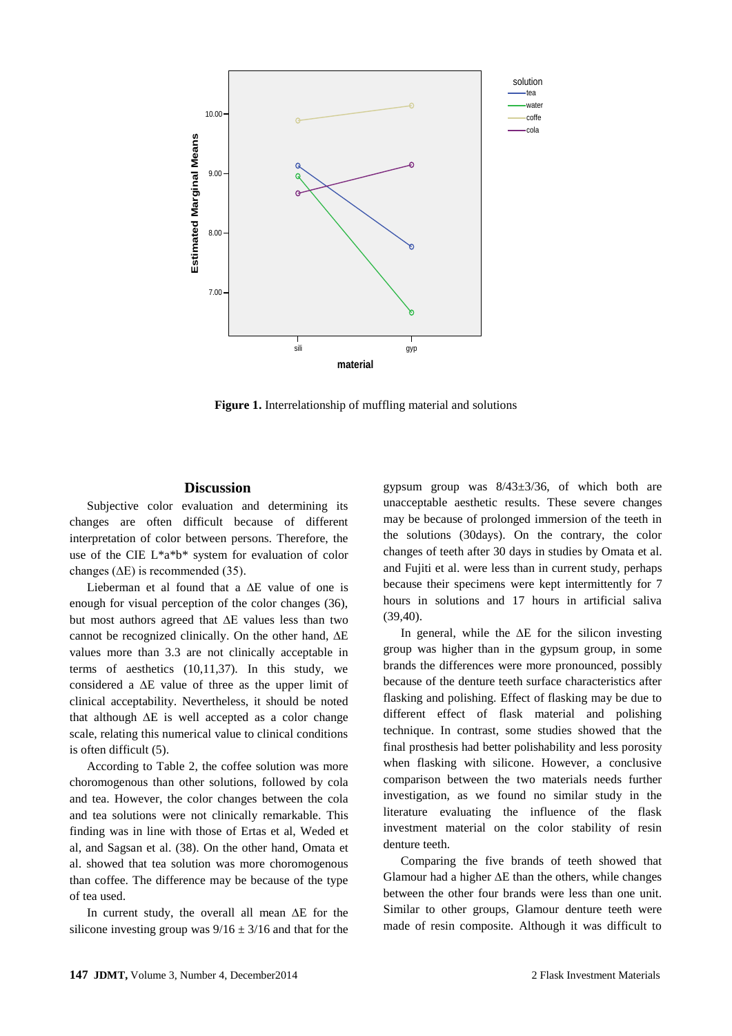**Figure 1.** Interrelationship of muffling material and solutions

## Discussion

Subjective color evaluation and determining its changes are often difficult because of different interpretation of color between persons. Therefore, the use of the CIE L*a*b* system for evaluation of color changes (ΔE) is recommended (35).

Lieberman et al found that a ΔE value of one is enough for visual perception of the color changes (36), but most authors agreed that ΔE values less than two cannot be recognized clinically. On the other hand, ΔE values more than 3.3 are not clinically acceptable in terms of aesthetics (10,11,37). In this study, we considered a ΔE value of three as the upper limit of clinical acceptability. Nevertheless, it should be noted that although ΔE is well accepted as a color change scale, relating this numerical value to clinical conditions is often difficult (5).

According to Table 2, the coffee solution was more choromogenous than other solutions, followed by cola and tea. However, the color changes between the cola and tea solutions were not clinically remarkable. This finding was in line with those of Ertas et al, Weded et al, and Sagsan et al. (38). On the other hand, Omata et al. showed that tea solution was more choromogenous than coffee. The difference may be because of the type of tea used.

In current study, the overall all mean ΔE for the silicone investing group was $9/16 \pm 3/16$ and that for the gypsum group was $8/43 \pm 3/36$, of which both are unacceptable aesthetic results. These severe changes may be because of prolonged immersion of the teeth in the solutions (30days). On the contrary, the color changes of teeth after 30 days in studies by Omata et al. and Fujiti et al. were less than in current study, perhaps because their specimens were kept intermittently for 7 hours in solutions and 17 hours in artificial saliva (39,40).

In general, while the ΔE for the silicon investing group was higher than in the gypsum group, in some brands the differences were more pronounced, possibly because of the denture teeth surface characteristics after flasking and polishing. Effect of flasking may be due to different effect of flask material and polishing technique. In contrast, some studies showed that the final prosthesis had better polishability and less porosity when flasking with silicone. However, a conclusive comparison between the two materials needs further investigation, as we found no similar study in the literature evaluating the influence of the flask investment material on the color stability of resin denture teeth.

Comparing the five brands of teeth showed that Glamour had a higher ΔE than the others, while changes between the other four brands were less than one unit. Similar to other groups, Glamour denture teeth were made of resin composite. Although it was difficult to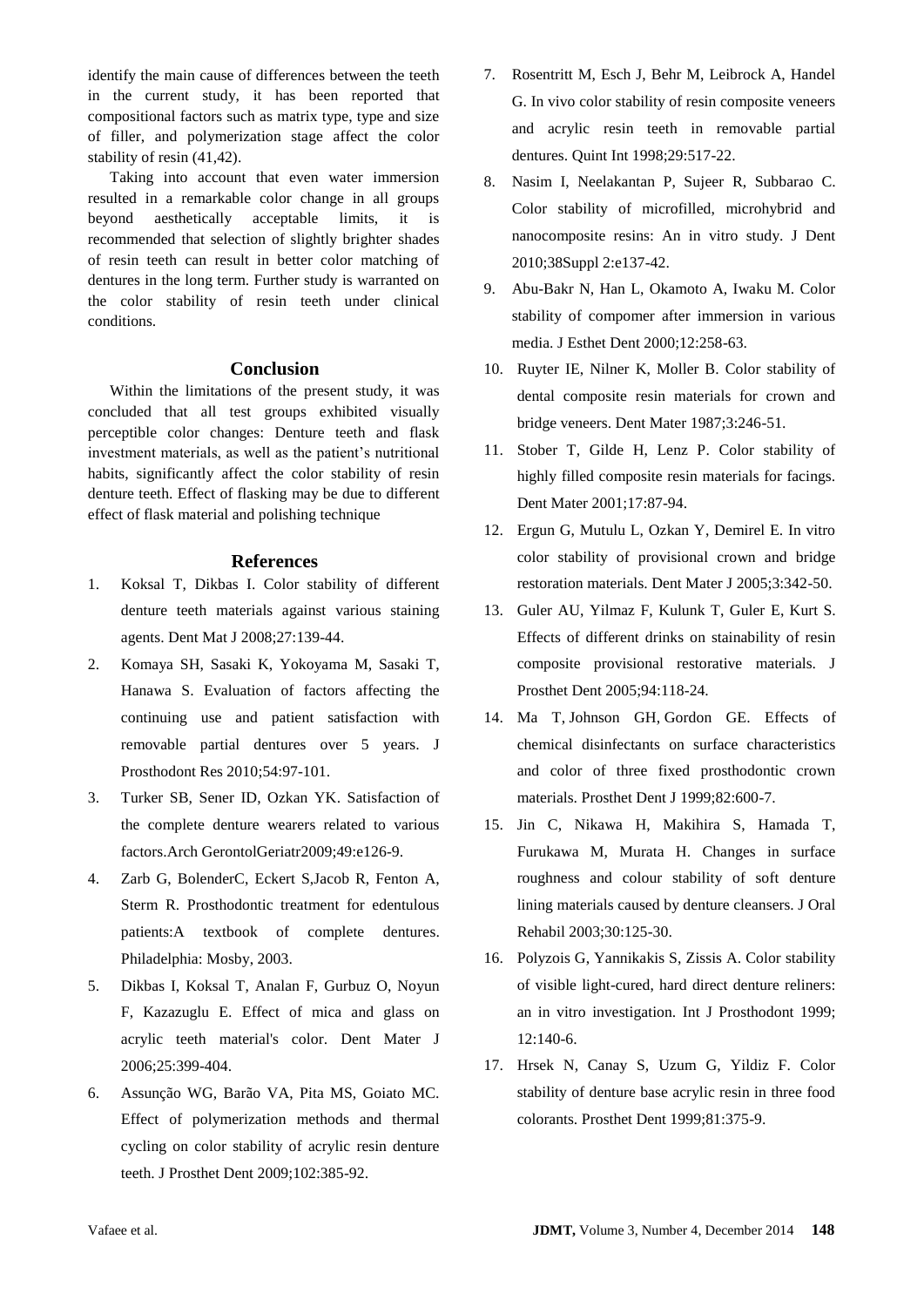identify the main cause of differences between the teeth in the current study, it has been reported that compositional factors such as matrix type, type and size of filler, and polymerization stage affect the color stability of resin (41,42).

Taking into account that even water immersion resulted in a remarkable color change in all groups beyond aesthetically acceptable limits, it is recommended that selection of slightly brighter shades of resin teeth can result in better color matching of dentures in the long term. Further study is warranted on the color stability of resin teeth under clinical conditions.

## Conclusion

Within the limitations of the present study, it was concluded that all test groups exhibited visually perceptible color changes: Denture teeth and flask investment materials, as well as the patient's nutritional habits, significantly affect the color stability of resin denture teeth. Effect of flasking may be due to different effect of flask material and polishing technique

## References

1. Koksal T, Dikbas I. Color stability of different denture teeth materials against various staining agents. Dent Mat J 2008;27:139-44.
2. Komaya SH, Sasaki K, Yokoyama M, Sasaki T, Hanawa S. Evaluation of factors affecting the continuing use and patient satisfaction with removable partial dentures over 5 years. J Prosthodont Res 2010;54:97-101.
3. Turker SB, Sener ID, Ozkan YK. Satisfaction of the complete denture wearers related to various factors.Arch GerontolGeriatr2009;49:e126-9.
4. Zarb G, BolenderC, Eckert S,Jacob R, Fenton A, Sterm R. Prosthodontic treatment for edentulous patients:A textbook of complete dentures. Philadelphia: Mosby, 2003.
5. Dikbas I, Koksal T, Analan F, Gurbuz O, Noyun F, Kazazuglu E. Effect of mica and glass on acrylic teeth material's color. Dent Mater J 2006;25:399-404.
6. Assunção WG, Barão VA, Pita MS, Goiato MC. Effect of polymerization methods and thermal cycling on color stability of acrylic resin denture teeth. J Prosthet Dent 2009;102:385-92.
7. Rosentritt M, Esch J, Behr M, Leibrock A, Handel G. In vivo color stability of resin composite veneers and acrylic resin teeth in removable partial dentures. Quint Int 1998;29:517-22.
8. Nasim I, Neelakantan P, Sujeer R, Subbarao C. Color stability of microfilled, microhybrid and nanocomposite resins: An in vitro study. J Dent 2010;38Suppl 2:e137-42.
9. Abu-Bakr N, Han L, Okamoto A, Iwaku M. Color stability of compomer after immersion in various media. J Esthet Dent 2000;12:258-63.
10. Ruyter IE, Nilner K, Moller B. Color stability of dental composite resin materials for crown and bridge veneers. Dent Mater 1987;3:246-51.
11. Stober T, Gilde H, Lenz P. Color stability of highly filled composite resin materials for facings. Dent Mater 2001;17:87-94.
12. Ergun G, Mutulu L, Ozkan Y, Demirel E. In vitro color stability of provisional crown and bridge restoration materials. Dent Mater J 2005;3:342-50.
13. Guler AU, Yilmaz F, Kulunk T, Guler E, Kurt S. Effects of different drinks on stainability of resin composite provisional restorative materials. J Prosthet Dent 2005;94:118-24.
14. Ma T, Johnson GH, Gordon GE. Effects of chemical disinfectants on surface characteristics and color of three fixed prosthodontic crown materials. Prosthet Dent J 1999;82:600-7.
15. Jin C, Nikawa H, Makihira S, Hamada T, Furukawa M, Murata H. Changes in surface roughness and colour stability of soft denture lining materials caused by denture cleansers. J Oral Rehabil 2003;30:125-30.
16. Polyzois G, Yannikakis S, Zissis A. Color stability of visible light-cured, hard direct denture reliners: an in vitro investigation. Int J Prosthodont 1999; 12:140-6.
17. Hrsek N, Canay S, Uzum G, Yildiz F. Color stability of denture base acrylic resin in three food colorants. Prosthet Dent 1999;81:375-9.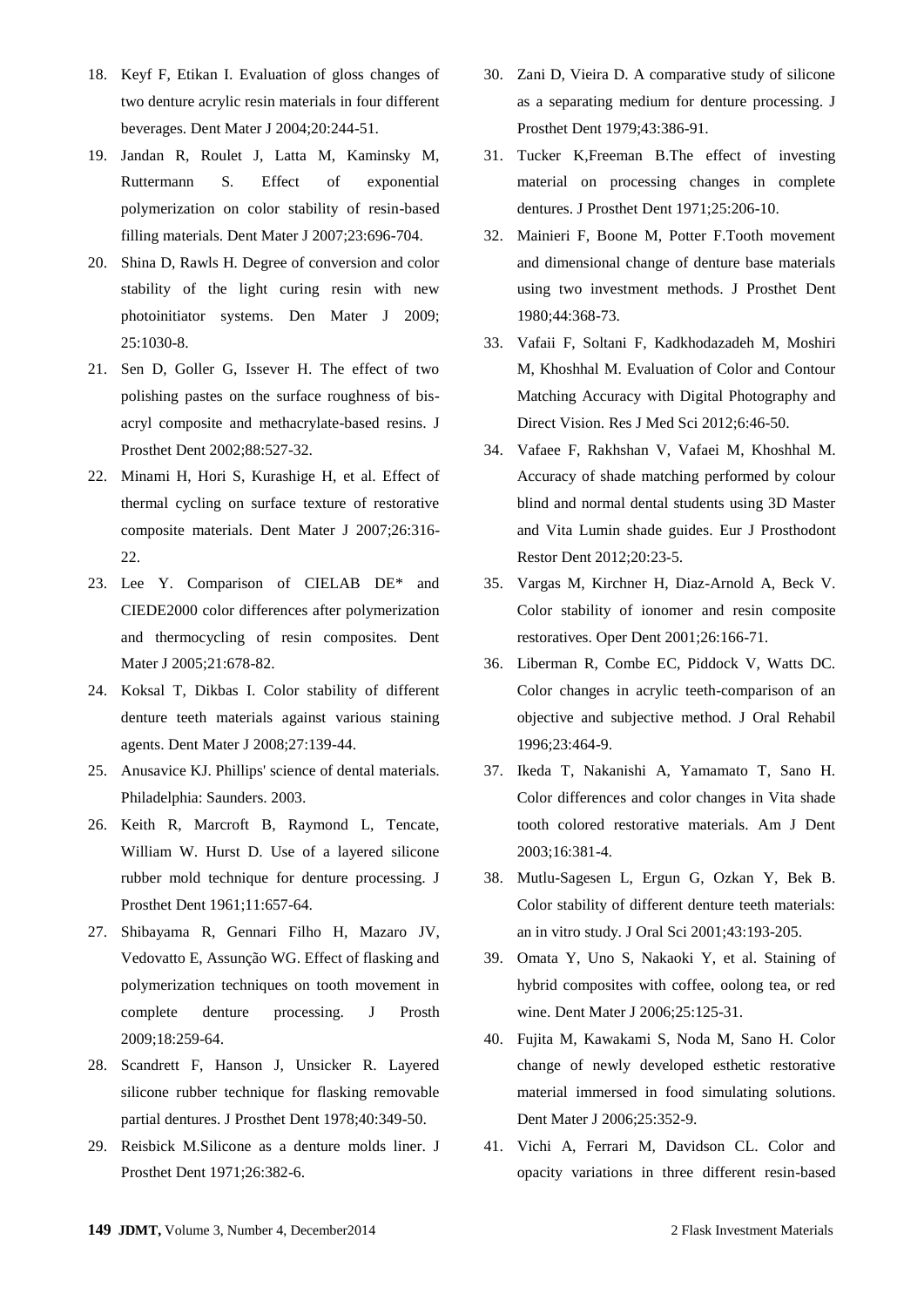18. Keyf F, Etikan I. Evaluation of gloss changes of two denture acrylic resin materials in four different beverages. Dent Mater J 2004;20:244-51.
19. Jandan R, Roulet J, Latta M, Kaminsky M, Ruttermann S. Effect of exponential polymerization on color stability of resin-based filling materials. Dent Mater J 2007;23:696-704.
20. Shina D, Rawls H. Degree of conversion and color stability of the light curing resin with new photoinitiator systems. Den Mater J 2009; 25:1030-8.
21. Sen D, Goller G, Issever H. The effect of two polishing pastes on the surface roughness of bis-acryl composite and methacrylate-based resins. J Prosthet Dent 2002;88:527-32.
22. Minami H, Hori S, Kurashige H, et al. Effect of thermal cycling on surface texture of restorative composite materials. Dent Mater J 2007;26:316-22.
23. Lee Y. Comparison of CIELAB DE* and CIEDE2000 color differences after polymerization and thermocycling of resin composites. Dent Mater J 2005;21:678-82.
24. Koksal T, Dikbas I. Color stability of different denture teeth materials against various staining agents. Dent Mater J 2008;27:139-44.
25. Anusavice KJ. Phillips' science of dental materials. Philadelphia: Saunders. 2003.
26. Keith R, Marcroft B, Raymond L, Tencate, William W. Hurst D. Use of a layered silicone rubber mold technique for denture processing. J Prosthet Dent 1961;11:657-64.
27. Shibayama R, Gennari Filho H, Mazaro JV, Vedovatto E, Assunção WG. Effect of flasking and polymerization techniques on tooth movement in complete denture processing. J Prosth 2009;18:259-64.
28. Scandrett F, Hanson J, Unsicker R. Layered silicone rubber technique for flasking removable partial dentures. J Prosthet Dent 1978;40:349-50.
29. Reisbick M.Silicone as a denture molds liner. J Prosthet Dent 1971;26:382-6.
30. Zani D, Vieira D. A comparative study of silicone as a separating medium for denture processing. J Prosthet Dent 1979;43:386-91.
31. Tucker K,Freeman B.The effect of investing material on processing changes in complete dentures. J Prosthet Dent 1971;25:206-10.
32. Mainieri F, Boone M, Potter F.Tooth movement and dimensional change of denture base materials using two investment methods. J Prosthet Dent 1980;44:368-73.
33. Vafaii F, Soltani F, Kadkhodazadeh M, Moshiri M, Khoshhal M. Evaluation of Color and Contour Matching Accuracy with Digital Photography and Direct Vision. Res J Med Sci 2012;6:46-50.
34. Vafaee F, Rakhshan V, Vafaei M, Khoshhal M. Accuracy of shade matching performed by colour blind and normal dental students using 3D Master and Vita Lumin shade guides. Eur J Prosthodont Restor Dent 2012;20:23-5.
35. Vargas M, Kirchner H, Diaz-Arnold A, Beck V. Color stability of ionomer and resin composite restoratives. Oper Dent 2001;26:166-71.
36. Liberman R, Combe EC, Piddock V, Watts DC. Color changes in acrylic teeth-comparison of an objective and subjective method. J Oral Rehabil 1996;23:464-9.
37. Ikeda T, Nakanishi A, Yamamato T, Sano H. Color differences and color changes in Vita shade tooth colored restorative materials. Am J Dent 2003;16:381-4.
38. Mutlu-Sagesen L, Ergun G, Ozkan Y, Bek B. Color stability of different denture teeth materials: an in vitro study. J Oral Sci 2001;43:193-205.
39. Omata Y, Uno S, Nakaoki Y, et al. Staining of hybrid composites with coffee, oolong tea, or red wine. Dent Mater J 2006;25:125-31.
40. Fujita M, Kawakami S, Noda M, Sano H. Color change of newly developed esthetic restorative material immersed in food simulating solutions. Dent Mater J 2006;25:352-9.
41. Vichi A, Ferrari M, Davidson CL. Color and opacity variations in three different resin-based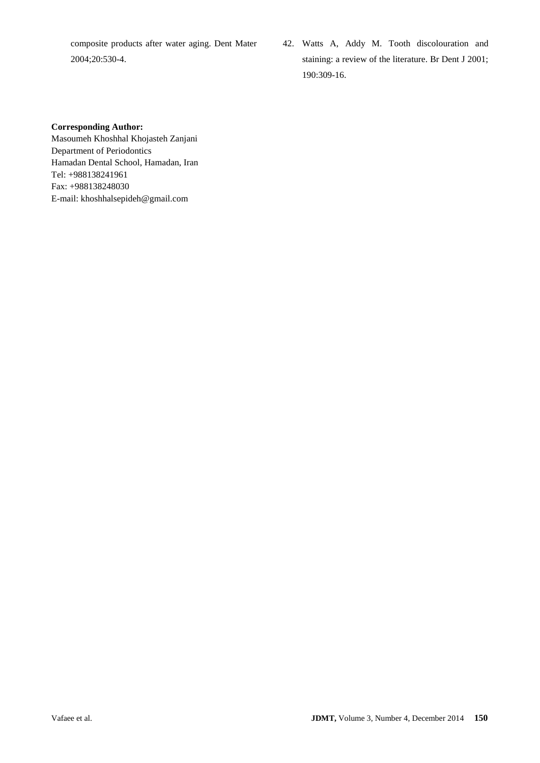composite products after water aging. Dent Mater 2004;20:530-4.

42. Watts A, Addy M. Tooth discolouration and staining: a review of the literature. Br Dent J 2001; 190:309-16.

**Corresponding Author:**
Masoumeh Khoshhal Khojasteh Zanjani
Department of Periodontics
Hamadan Dental School, Hamadan, Iran
Tel: +988138241961
Fax: +988138248030
E-mail: khoshhalsepideh@gmail.com